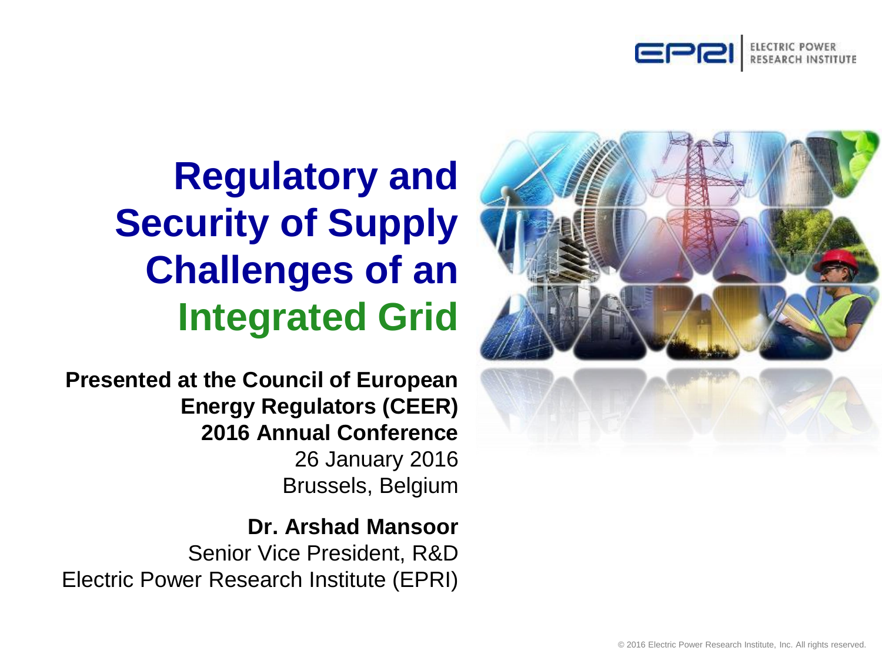ELECTRIC POWER RESEARCH INSTITUTE

# Regulatory and Security of Supply Challenges of an Integrated Grid

**Presented at the Council of European Energy Regulators (CEER) 2016 Annual Conference**

26 January 2016

Brussels, Belgium

**Dr. Arshad Mansoor**

Senior Vice President, R&D

Electric Power Research Institute (EPRI)

© 2016 Electric Power Research Institute, Inc. All rights reserved.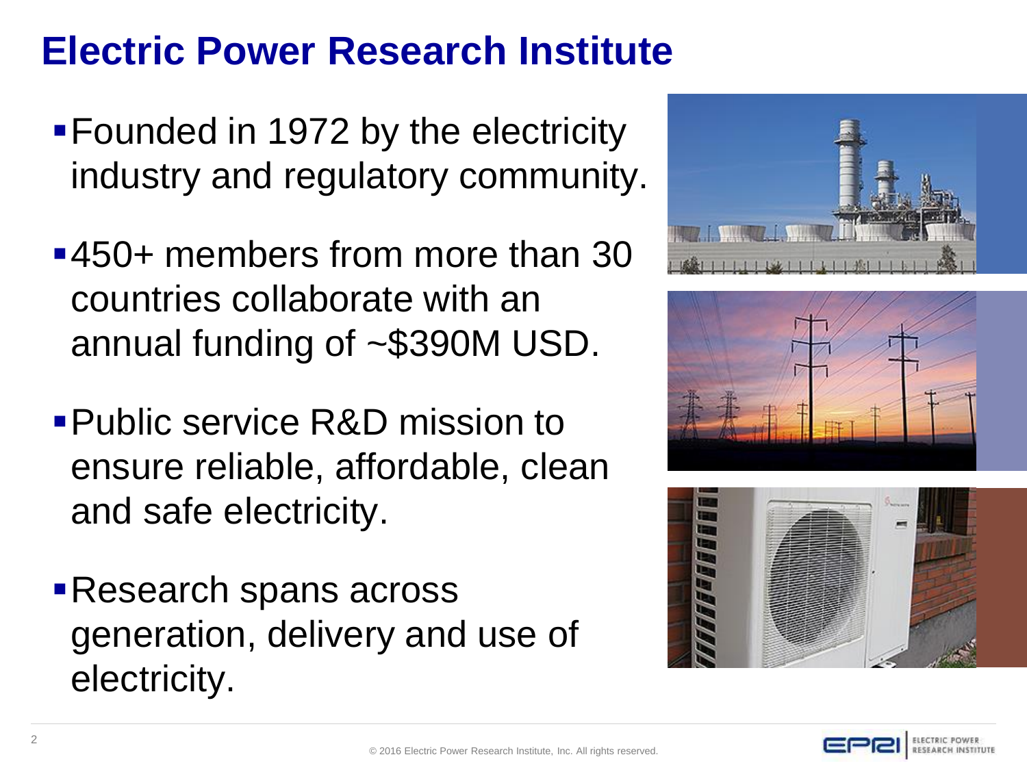# Electric Power Research Institute

- Founded in 1972 by the electricity industry and regulatory community.
- 450+ members from more than 30 countries collaborate with an annual funding of ~$390M USD.
- Public service R&D mission to ensure reliable, affordable, clean and safe electricity.
- Research spans across generation, delivery and use of electricity.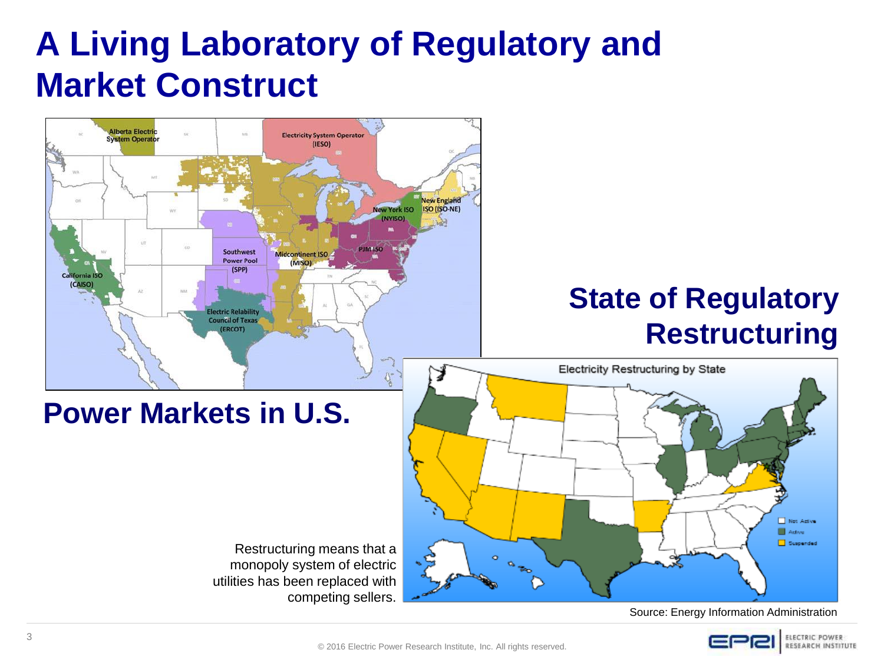# A Living Laboratory of Regulatory and Market Construct

## Power Markets in U.S.

## State of Regulatory Restructuring

Restructuring means that a monopoly system of electric utilities has been replaced with competing sellers.

Source: Energy Information Administration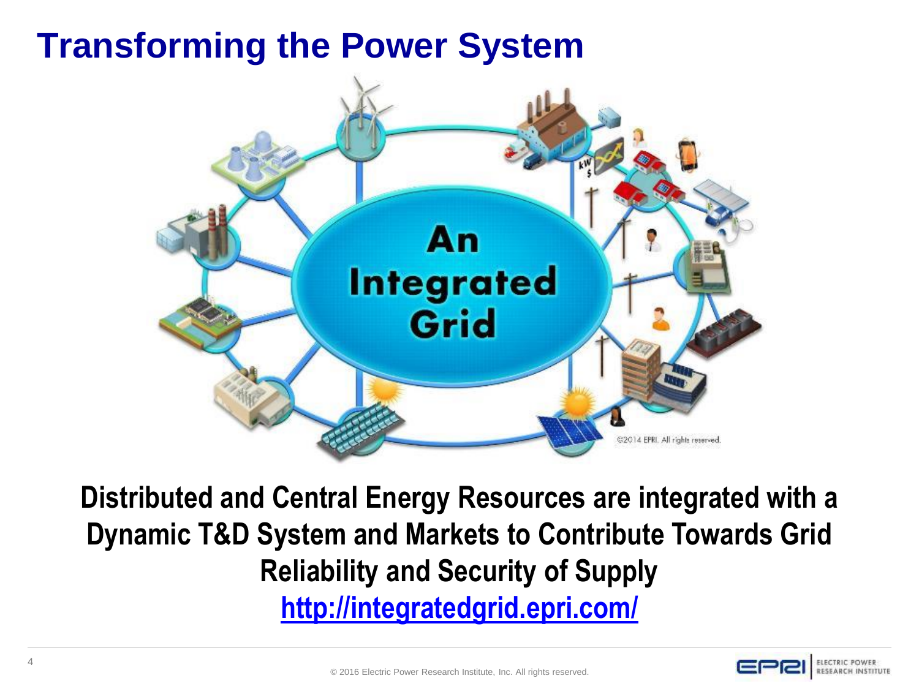# Transforming the Power System

**Distributed and Central Energy Resources are integrated with a Dynamic T&D System and Markets to Contribute Towards Grid Reliability and Security of Supply**

**http://integratedgrid.epri.com/**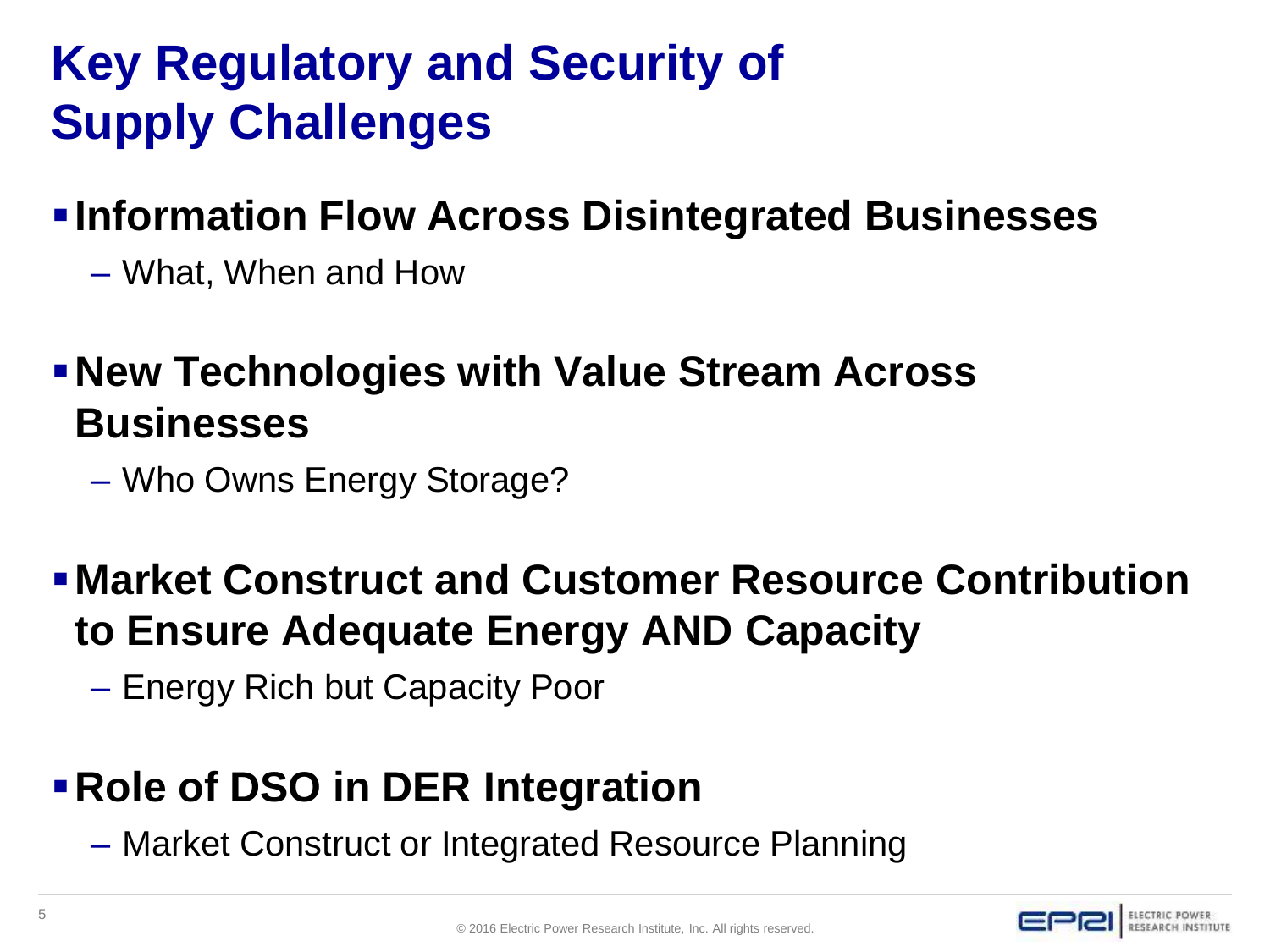# Key Regulatory and Security of Supply Challenges

- **Information Flow Across Disintegrated Businesses**
  - What, When and How
- **New Technologies with Value Stream Across Businesses**
  - Who Owns Energy Storage?
- **Market Construct and Customer Resource Contribution to Ensure Adequate Energy AND Capacity**
  - Energy Rich but Capacity Poor
- **Role of DSO in DER Integration**
  - Market Construct or Integrated Resource Planning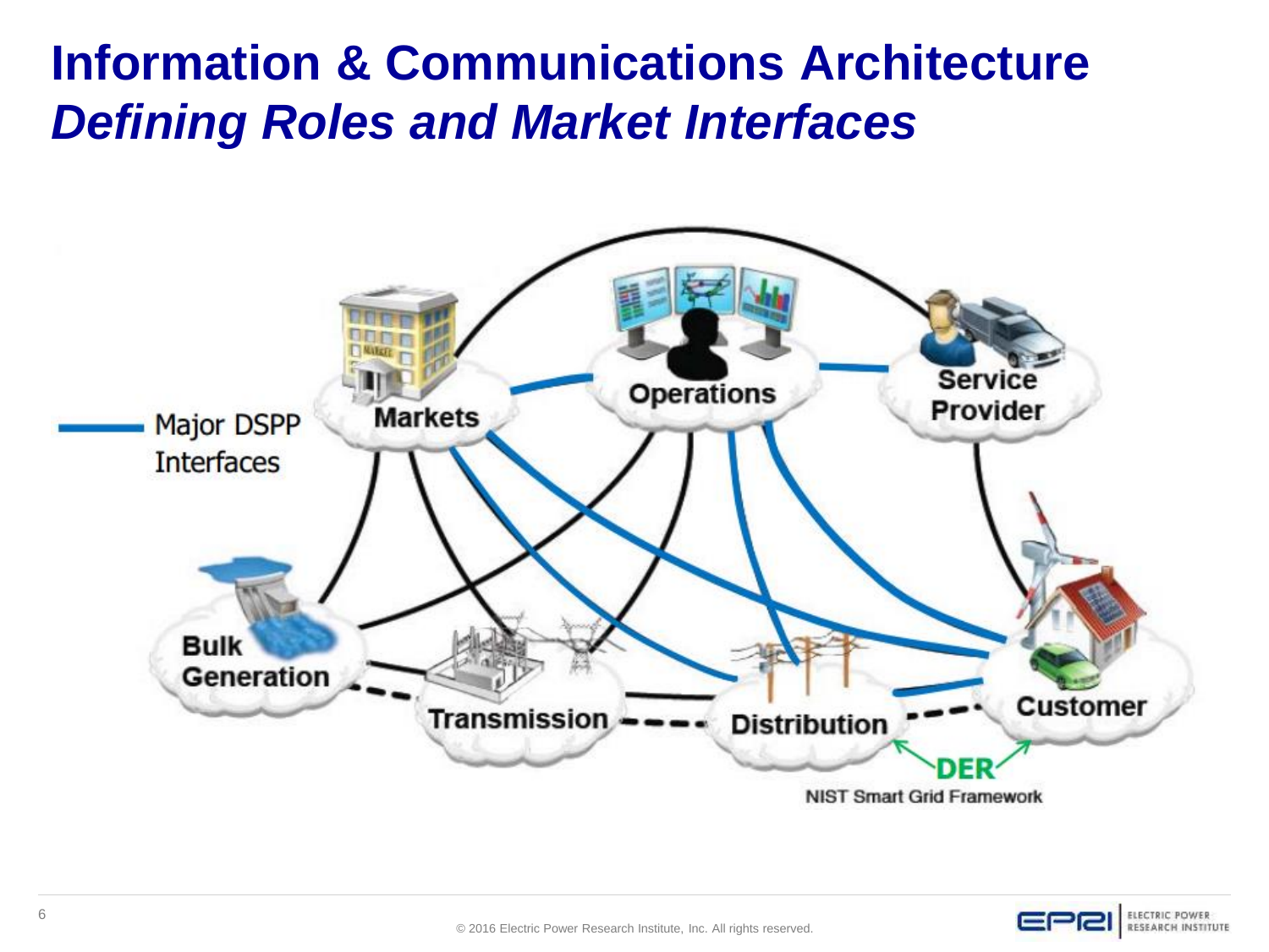# Information & Communications Architecture
## *Defining Roles and Market Interfaces*

Major DSPP Interfaces

Markets

Operations

Service Provider

Bulk Generation

Transmission

Distribution

Customer

DER

NIST Smart Grid Framework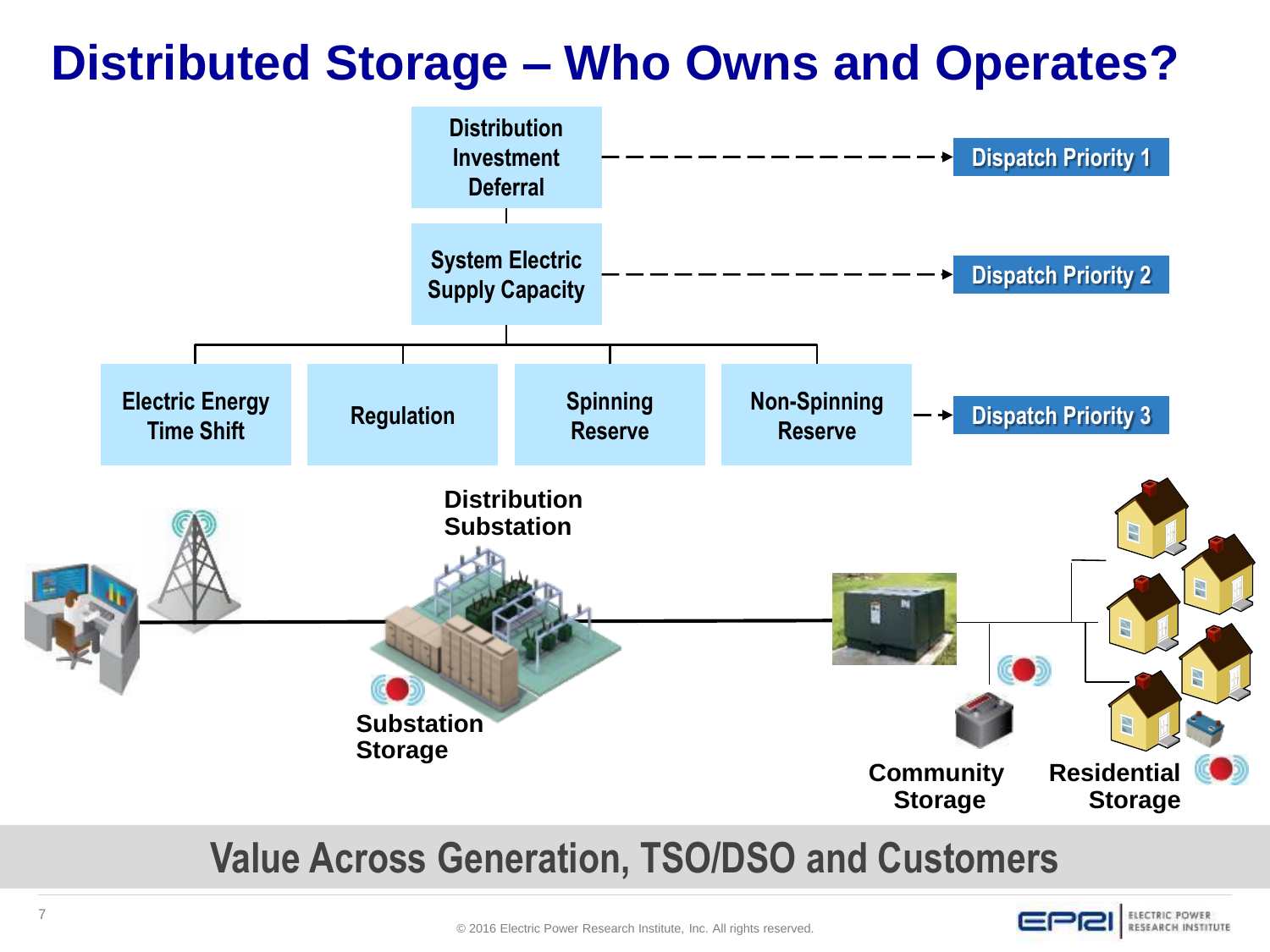# Distributed Storage – Who Owns and Operates?

- Distribution Investment Deferral → Dispatch Priority 1
- System Electric Supply Capacity → Dispatch Priority 2
- Electric Energy Time Shift, Regulation, Spinning Reserve, Non-Spinning Reserve → Dispatch Priority 3

Distribution Substation

Substation Storage

Community Storage

Residential Storage

**Value Across Generation, TSO/DSO and Customers**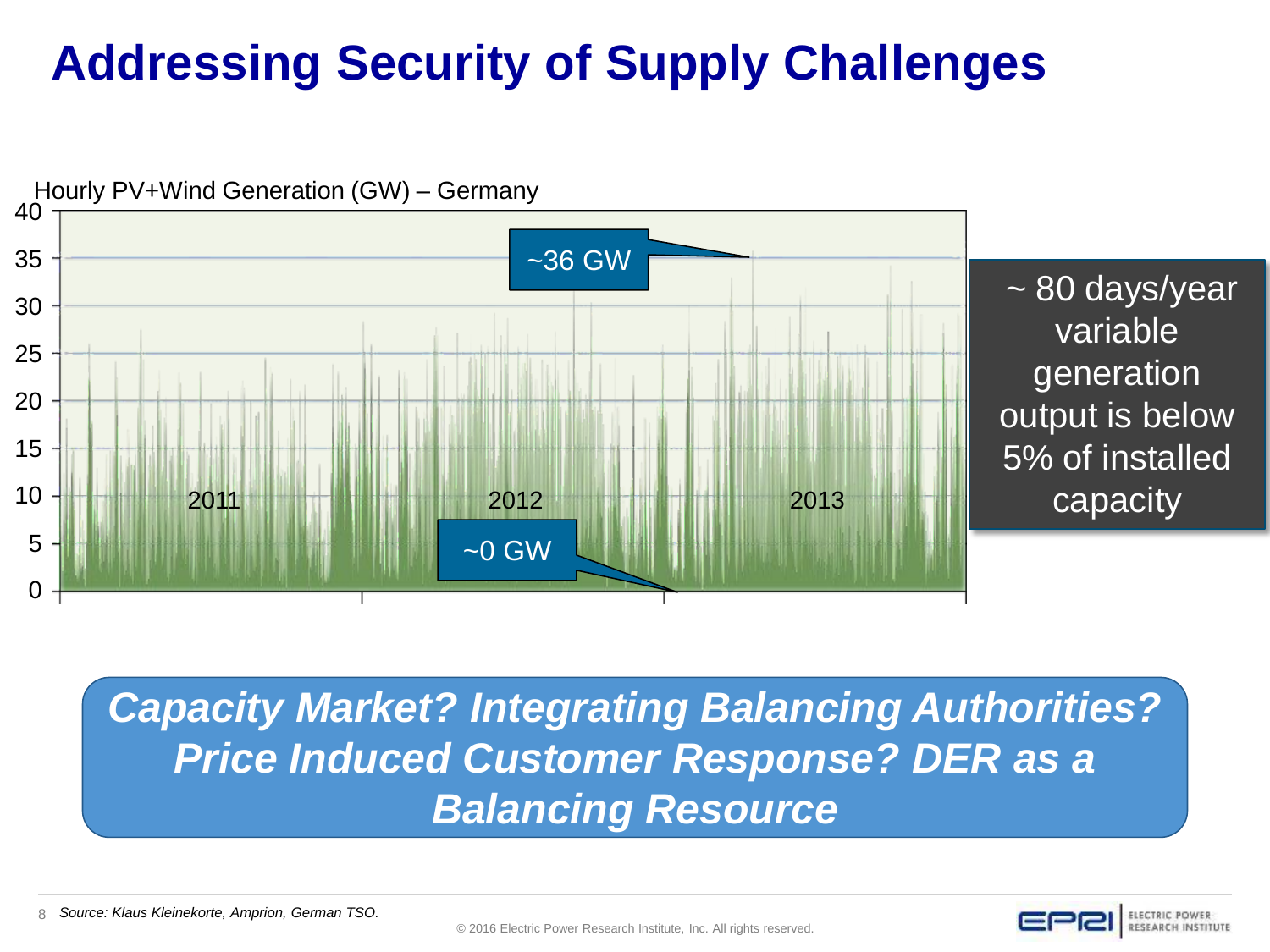# Addressing Security of Supply Challenges

Hourly PV+Wind Generation (GW) – Germany

~36 GW

~0 GW

2011 2012 2013

~ 80 days/year variable generation output is below 5% of installed capacity

***Capacity Market? Integrating Balancing Authorities? Price Induced Customer Response? DER as a Balancing Resource***

*Source: Klaus Kleinekorte, Amprion, German TSO.*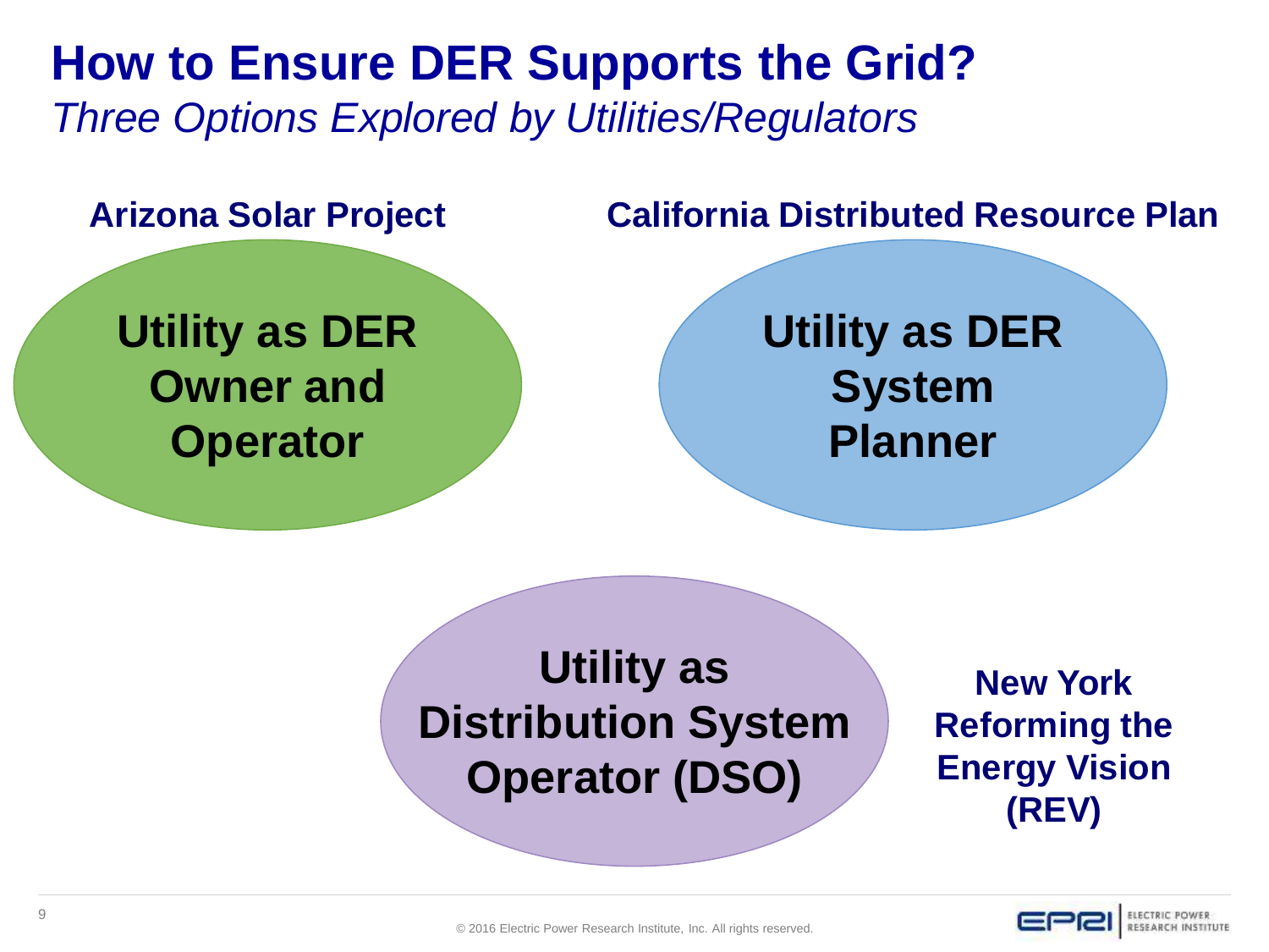# How to Ensure DER Supports the Grid?

*Three Options Explored by Utilities/Regulators*

**Arizona Solar Project**

**Utility as DER Owner and Operator**

**California Distributed Resource Plan**

**Utility as DER System Planner**

**Utility as Distribution System Operator (DSO)**

**New York Reforming the Energy Vision (REV)**

© 2016 Electric Power Research Institute, Inc. All rights reserved.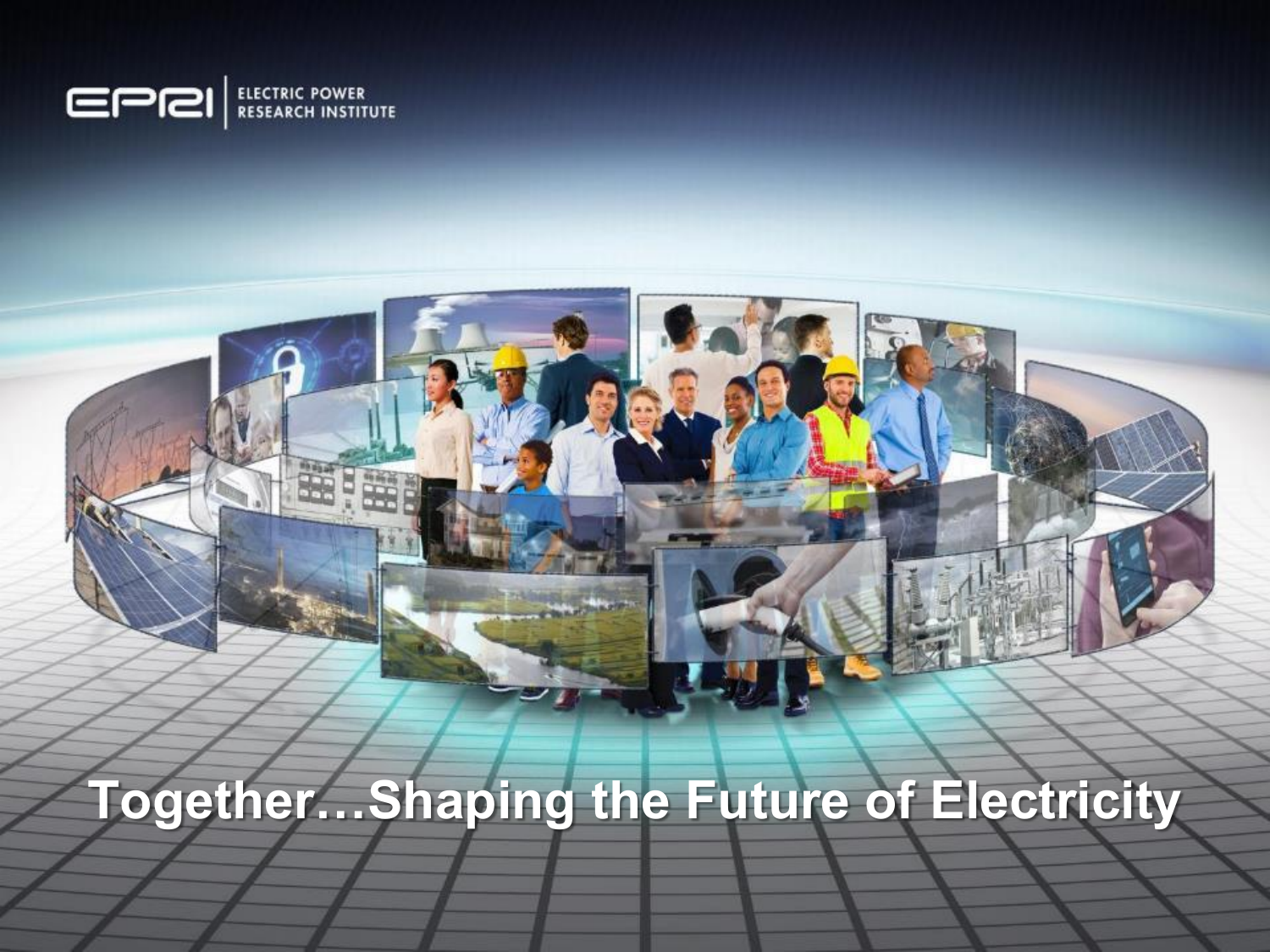EPRI | ELECTRIC POWER RESEARCH INSTITUTE

# Together…Shaping the Future of Electricity